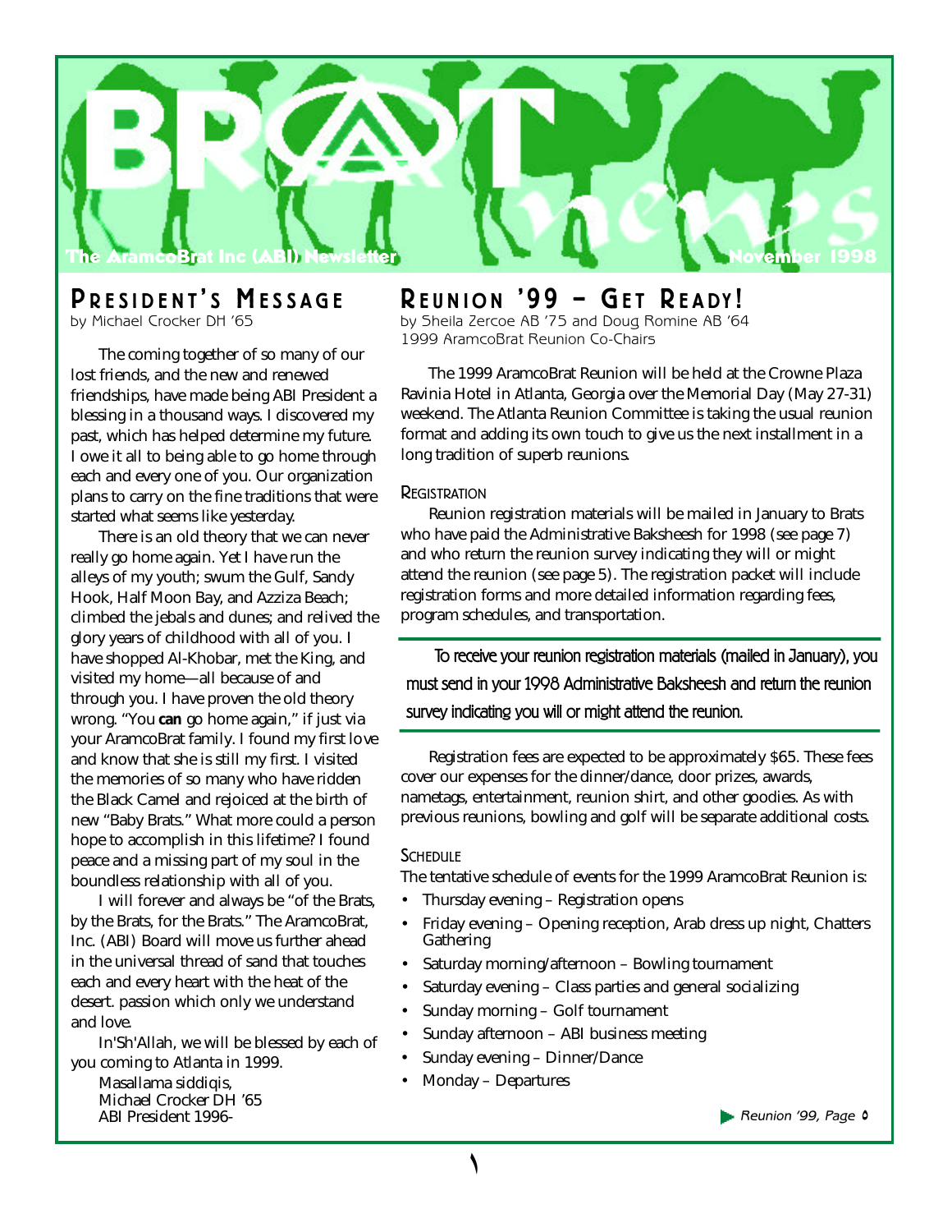# BRAT news

The AramcoBrat Inc (ABI) Newsletter — November 1998

## PRESIDENT'S MESSAGE

by Michael Crocker DH '65

The coming together of so many of our lost friends, and the new and renewed friendships, have made being ABI President a blessing in a thousand ways. I discovered my past, which has helped determine my future. I owe it all to being able to go home through each and every one of you. Our organization plans to carry on the fine traditions that were started what seems like yesterday.

There is an old theory that we can never really go home again. Yet I have run the alleys of my youth; swum the Gulf, Sandy Hook, Half Moon Bay, and Azziza Beach; climbed the jebals and dunes; and relived the glory years of childhood with all of you. I have shopped Al-Khobar, met the King, and visited my home—all because of and through you. I have proven the old theory wrong. "You **can** go home again," if just via your AramcoBrat family. I found my first love and know that she is still my first. I visited the memories of so many who have ridden the Black Camel and rejoiced at the birth of new "Baby Brats." What more could a person hope to accomplish in this lifetime? I found peace and a missing part of my soul in the boundless relationship with all of you.

I will forever and always be "of the Brats, by the Brats, for the Brats." The AramcoBrat, Inc. (ABI) Board will move us further ahead in the universal thread of sand that touches each and every heart with the heat of the desert. passion which only we understand and love.

In'Sh'Allah, we will be blessed by each of you coming to Atlanta in 1999.

Masallama siddiqis,
Michael Crocker DH '65
ABI President 1996-

## REUNION '99 – GET READY!

by Sheila Zercoe AB '75 and Doug Romine AB '64
1999 AramcoBrat Reunion Co-Chairs

The 1999 AramcoBrat Reunion will be held at the Crowne Plaza Ravinia Hotel in Atlanta, Georgia over the Memorial Day (May 27-31) weekend. The Atlanta Reunion Committee is taking the usual reunion format and adding its own touch to give us the next installment in a long tradition of superb reunions.

### REGISTRATION

Reunion registration materials will be mailed in January to Brats who have paid the Administrative Baksheesh for 1998 (see page 7) and who return the reunion survey indicating they will or might attend the reunion (see page 5). The registration packet will include registration forms and more detailed information regarding fees, program schedules, and transportation.

To receive your reunion registration materials (mailed in January), you must send in your 1998 Administrative Baksheesh and return the reunion survey indicating you will or might attend the reunion.

Registration fees are expected to be approximately $65. These fees cover our expenses for the dinner/dance, door prizes, awards, nametags, entertainment, reunion shirt, and other goodies. As with previous reunions, bowling and golf will be separate additional costs.

### SCHEDULE

The tentative schedule of events for the 1999 AramcoBrat Reunion is:

- Thursday evening – Registration opens
- Friday evening – Opening reception, Arab dress up night, Chatters Gathering
- Saturday morning/afternoon – Bowling tournament
- Saturday evening – Class parties and general socializing
- Sunday morning – Golf tournament
- Sunday afternoon – ABI business meeting
- Sunday evening – Dinner/Dance
- Monday – Departures

Reunion '99, Page ٥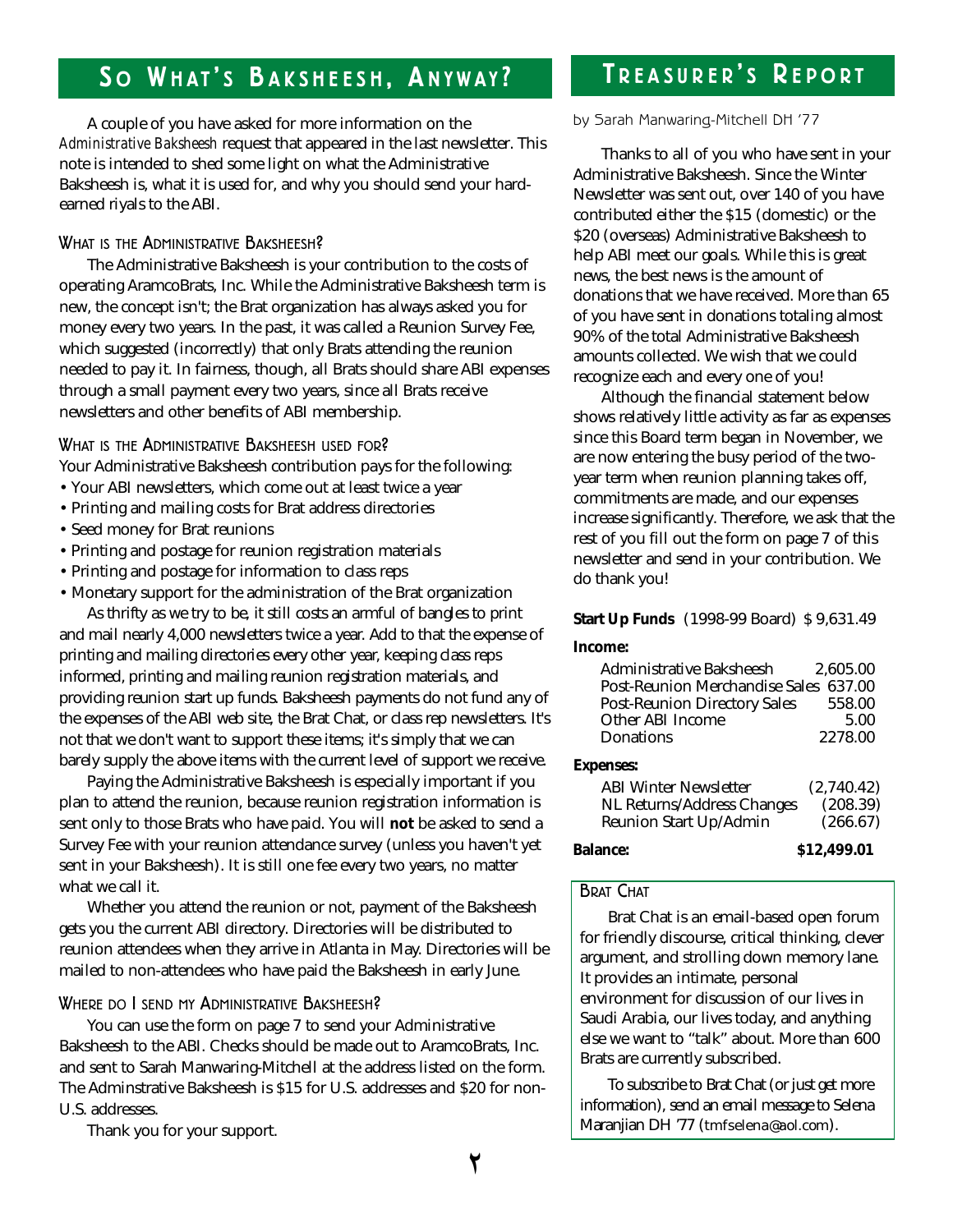## So What's Baksheesh, Anyway?

A couple of you have asked for more information on the *Administrative Baksheesh* request that appeared in the last newsletter. This note is intended to shed some light on what the Administrative Baksheesh is, what it is used for, and why you should send your hard-earned riyals to the ABI.

### What is the Administrative Baksheesh?

The Administrative Baksheesh is your contribution to the costs of operating AramcoBrats, Inc. While the Administrative Baksheesh term is new, the concept isn't; the Brat organization has always asked you for money every two years. In the past, it was called a Reunion Survey Fee, which suggested (incorrectly) that only Brats attending the reunion needed to pay it. In fairness, though, all Brats should share ABI expenses through a small payment every two years, since all Brats receive newsletters and other benefits of ABI membership.

### What is the Administrative Baksheesh used for?

Your Administrative Baksheesh contribution pays for the following:

- Your ABI newsletters, which come out at least twice a year
- Printing and mailing costs for Brat address directories
- Seed money for Brat reunions
- Printing and postage for reunion registration materials
- Printing and postage for information to class reps
- Monetary support for the administration of the Brat organization

As thrifty as we try to be, it still costs an armful of bangles to print and mail nearly 4,000 newsletters twice a year. Add to that the expense of printing and mailing directories every other year, keeping class reps informed, printing and mailing reunion registration materials, and providing reunion start up funds. Baksheesh payments do not fund any of the expenses of the ABI web site, the Brat Chat, or class rep newsletters. It's not that we don't want to support these items; it's simply that we can barely supply the above items with the current level of support we receive.

Paying the Administrative Baksheesh is especially important if you plan to attend the reunion, because reunion registration information is sent only to those Brats who have paid. You will **not** be asked to send a Survey Fee with your reunion attendance survey (unless you haven't yet sent in your Baksheesh). It is still one fee every two years, no matter what we call it.

Whether you attend the reunion or not, payment of the Baksheesh gets you the current ABI directory. Directories will be distributed to reunion attendees when they arrive in Atlanta in May. Directories will be mailed to non-attendees who have paid the Baksheesh in early June.

### Where do I send my Administrative Baksheesh?

You can use the form on page 7 to send your Administrative Baksheesh to the ABI. Checks should be made out to AramcoBrats, Inc. and sent to Sarah Manwaring-Mitchell at the address listed on the form. The Adminstrative Baksheesh is $15 for U.S. addresses and $20 for non-U.S. addresses.

Thank you for your support.

## Treasurer's Report

by Sarah Manwaring-Mitchell DH '77

Thanks to all of you who have sent in your Administrative Baksheesh. Since the Winter Newsletter was sent out, over 140 of you have contributed either the $15 (domestic) or the $20 (overseas) Administrative Baksheesh to help ABI meet our goals. While this is great news, the best news is the amount of donations that we have received. More than 65 of you have sent in donations totaling almost 90% of the total Administrative Baksheesh amounts collected. We wish that we could recognize each and every one of you!

Although the financial statement below shows relatively little activity as far as expenses since this Board term began in November, we are now entering the busy period of the two-year term when reunion planning takes off, commitments are made, and our expenses increase significantly. Therefore, we ask that the rest of you fill out the form on page 7 of this newsletter and send in your contribution. We do thank you!

| | |
|---|---|
| **Start Up Funds** (1998-99 Board) | $ 9,631.49 |
| **Income:** | |
| Administrative Baksheesh | 2,605.00 |
| Post-Reunion Merchandise Sales | 637.00 |
| Post-Reunion Directory Sales | 558.00 |
| Other ABI Income | 5.00 |
| Donations | 2278.00 |
| **Expenses:** | |
| ABI Winter Newsletter | (2,740.42) |
| NL Returns/Address Changes | (208.39) |
| Reunion Start Up/Admin | (266.67) |
| **Balance:** | **$12,499.01** |

### Brat Chat

Brat Chat is an email-based open forum for friendly discourse, critical thinking, clever argument, and strolling down memory lane. It provides an intimate, personal environment for discussion of our lives in Saudi Arabia, our lives today, and anything else we want to "talk" about. More than 600 Brats are currently subscribed.

To subscribe to Brat Chat (or just get more information), send an email message to Selena Maranjian DH '77 (tmfselena@aol.com).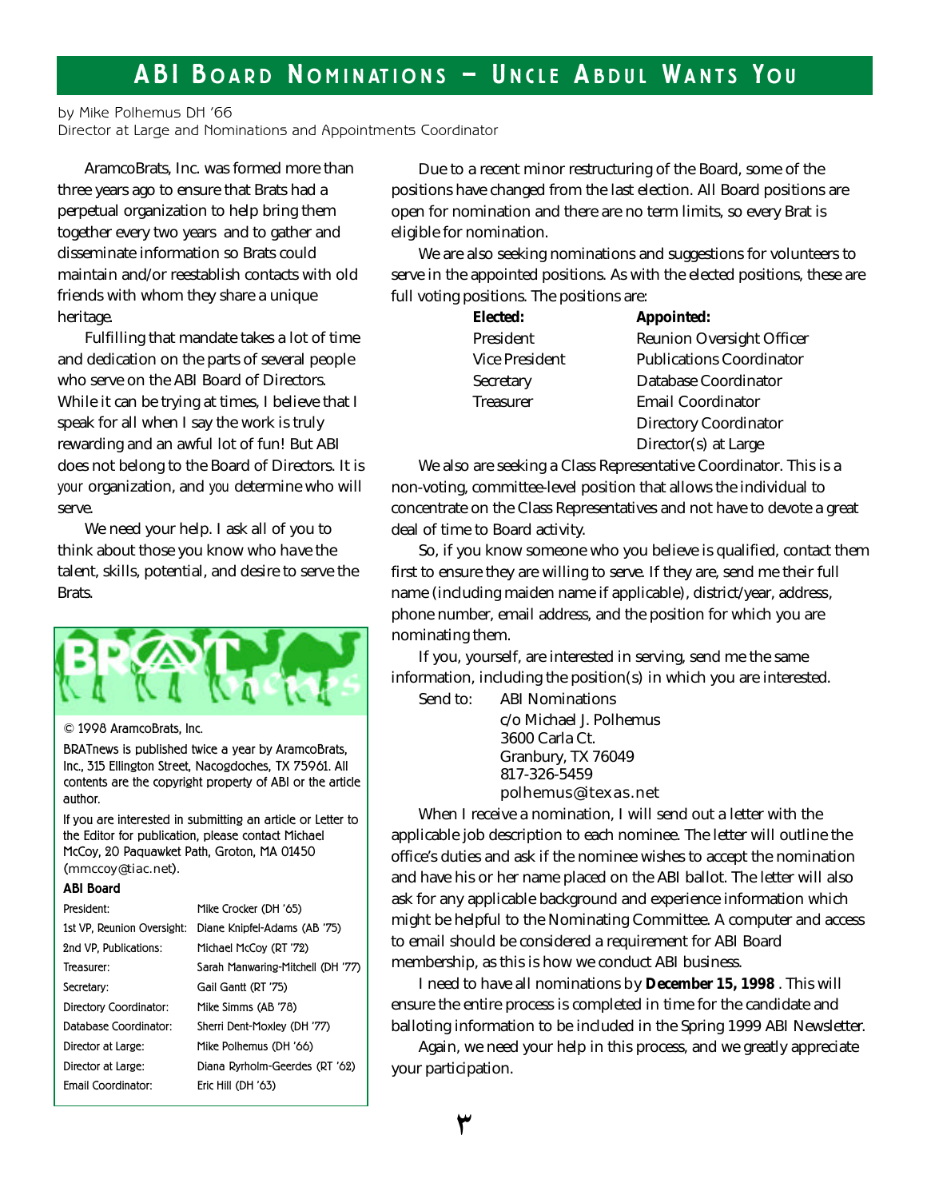# ABI Board Nominations – Uncle Abdul Wants You

by Mike Polhemus DH '66
Director at Large and Nominations and Appointments Coordinator

AramcoBrats, Inc. was formed more than three years ago to ensure that Brats had a perpetual organization to help bring them together every two years and to gather and disseminate information so Brats could maintain and/or reestablish contacts with old friends with whom they share a unique heritage.

Fulfilling that mandate takes a lot of time and dedication on the parts of several people who serve on the ABI Board of Directors. While it can be trying at times, I believe that I speak for all when I say the work is truly rewarding and an awful lot of fun! But ABI does not belong to the Board of Directors. It is *your* organization, and *you* determine who will serve.

We need your help. I ask all of you to think about those you know who have the talent, skills, potential, and desire to serve the Brats.

Due to a recent minor restructuring of the Board, some of the positions have changed from the last election. All Board positions are open for nomination and there are no term limits, so every Brat is eligible for nomination.

We are also seeking nominations and suggestions for volunteers to serve in the appointed positions. As with the elected positions, these are full voting positions. The positions are:

| **Elected:** | **Appointed:** |
|---|---|
| President | Reunion Oversight Officer |
| Vice President | Publications Coordinator |
| Secretary | Database Coordinator |
| Treasurer | Email Coordinator |
| | Directory Coordinator |
| | Director(s) at Large |

We also are seeking a Class Representative Coordinator. This is a non-voting, committee-level position that allows the individual to concentrate on the Class Representatives and not have to devote a great deal of time to Board activity.

So, if you know someone who you believe is qualified, contact them first to ensure they are willing to serve. If they are, send me their full name (including maiden name if applicable), district/year, address, phone number, email address, and the position for which you are nominating them.

If you, yourself, are interested in serving, send me the same information, including the position(s) in which you are interested.

Send to: ABI Nominations
c/o Michael J. Polhemus
3600 Carla Ct.
Granbury, TX 76049
817-326-5459
polhemus@itexas.net

When I receive a nomination, I will send out a letter with the applicable job description to each nominee. The letter will outline the office's duties and ask if the nominee wishes to accept the nomination and have his or her name placed on the ABI ballot. The letter will also ask for any applicable background and experience information which might be helpful to the Nominating Committee. A computer and access to email should be considered a requirement for ABI Board membership, as this is how we conduct ABI business.

I need to have all nominations by **December 15, 1998**. This will ensure the entire process is completed in time for the candidate and balloting information to be included in the Spring 1999 ABI Newsletter.

Again, we need your help in this process, and we greatly appreciate your participation.

---

BRAT news

© 1998 AramcoBrats, Inc.

BRATnews is published twice a year by AramcoBrats, Inc., 315 Ellington Street, Nacogdoches, TX 75961. All contents are the copyright property of ABI or the article author.

If you are interested in submitting an article or Letter to the Editor for publication, please contact Michael McCoy, 20 Paquawket Path, Groton, MA 01450 (mmccoy@tiac.net).

**ABI Board**

| | |
|---|---|
| President: | Mike Crocker (DH '65) |
| 1st VP, Reunion Oversight: | Diane Knipfel-Adams (AB '75) |
| 2nd VP, Publications: | Michael McCoy (RT '72) |
| Treasurer: | Sarah Manwaring-Mitchell (DH '77) |
| Secretary: | Gail Gantt (RT '75) |
| Directory Coordinator: | Mike Simms (AB '78) |
| Database Coordinator: | Sherri Dent-Moxley (DH '77) |
| Director at Large: | Mike Polhemus (DH '66) |
| Director at Large: | Diana Ryrholm-Geerdes (RT '62) |
| Email Coordinator: | Eric Hill (DH '63) |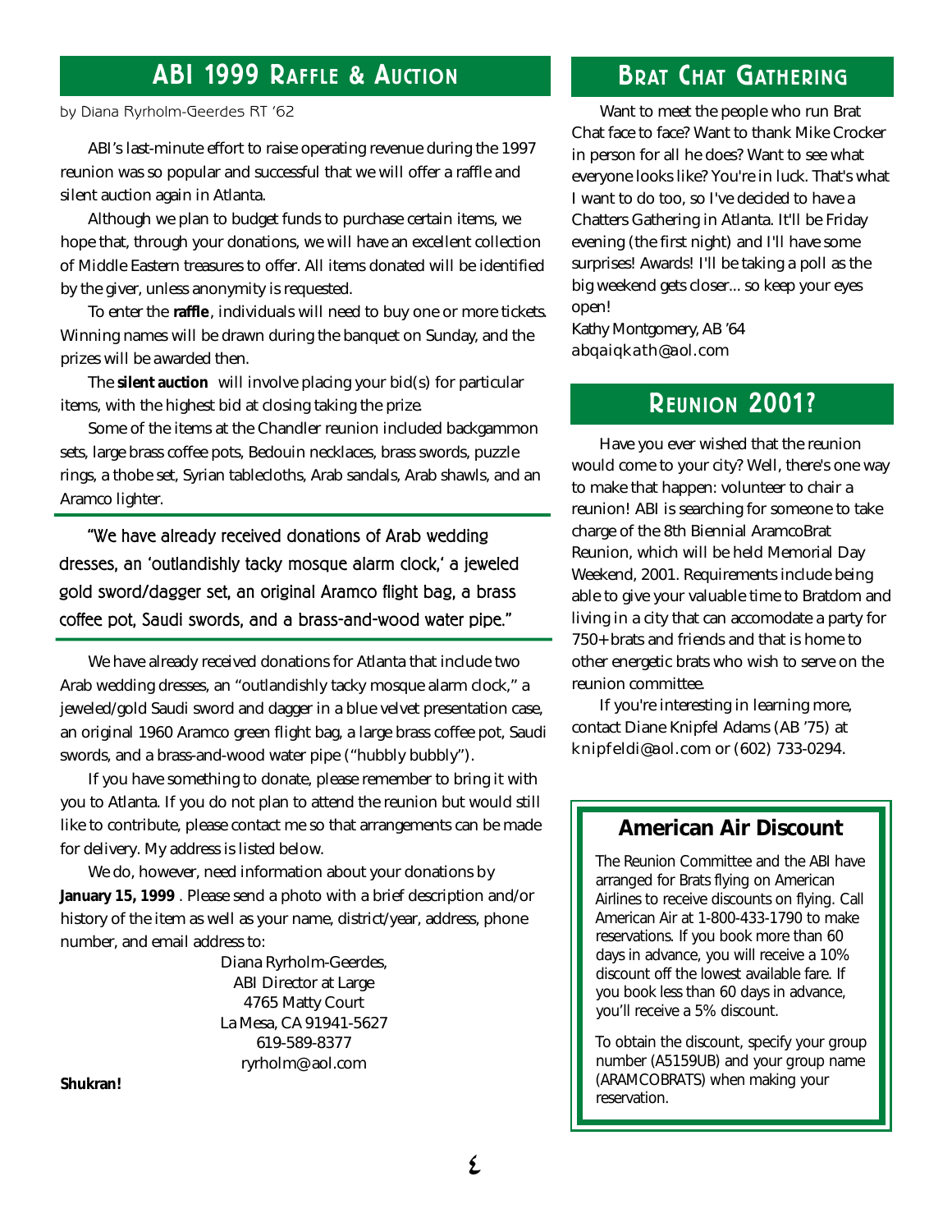## ABI 1999 Raffle & Auction

by Diana Ryrholm-Geerdes RT '62

ABI's last-minute effort to raise operating revenue during the 1997 reunion was so popular and successful that we will offer a raffle and silent auction again in Atlanta.

Although we plan to budget funds to purchase certain items, we hope that, through your donations, we will have an excellent collection of Middle Eastern treasures to offer. All items donated will be identified by the giver, unless anonymity is requested.

To enter the **raffle**, individuals will need to buy one or more tickets. Winning names will be drawn during the banquet on Sunday, and the prizes will be awarded then.

The **silent auction** will involve placing your bid(s) for particular items, with the highest bid at closing taking the prize.

Some of the items at the Chandler reunion included backgammon sets, large brass coffee pots, Bedouin necklaces, brass swords, puzzle rings, a thobe set, Syrian tablecloths, Arab sandals, Arab shawls, and an Aramco lighter.

> "We have already received donations of Arab wedding dresses, an 'outlandishly tacky mosque alarm clock,' a jeweled gold sword/dagger set, an original Aramco flight bag, a brass coffee pot, Saudi swords, and a brass-and-wood water pipe."

We have already received donations for Atlanta that include two Arab wedding dresses, an "outlandishly tacky mosque alarm clock," a jeweled/gold Saudi sword and dagger in a blue velvet presentation case, an original 1960 Aramco green flight bag, a large brass coffee pot, Saudi swords, and a brass-and-wood water pipe ("hubbly bubbly").

If you have something to donate, please remember to bring it with you to Atlanta. If you do not plan to attend the reunion but would still like to contribute, please contact me so that arrangements can be made for delivery. My address is listed below.

We do, however, need information about your donations by **January 15, 1999**. Please send a photo with a brief description and/or history of the item as well as your name, district/year, address, phone number, and email address to:

Diana Ryrholm-Geerdes,
ABI Director at Large
4765 Matty Court
La Mesa, CA 91941-5627
619-589-8377
ryrholm@aol.com

**Shukran!**

## Brat Chat Gathering

Want to meet the people who run Brat Chat face to face? Want to thank Mike Crocker in person for all he does? Want to see what everyone looks like? You're in luck. That's what I want to do too, so I've decided to have a Chatters Gathering in Atlanta. It'll be Friday evening (the first night) and I'll have some surprises! Awards! I'll be taking a poll as the big weekend gets closer... so keep your eyes open!

Kathy Montgomery, AB '64
abqaiqkath@aol.com

## Reunion 2001?

Have you ever wished that the reunion would come to your city? Well, there's one way to make that happen: volunteer to chair a reunion! ABI is searching for someone to take charge of the 8th Biennial AramcoBrat Reunion, which will be held Memorial Day Weekend, 2001. Requirements include being able to give your valuable time to Bratdom and living in a city that can accomodate a party for 750+ brats and friends and that is home to other energetic brats who wish to serve on the reunion committee.

If you're interesting in learning more, contact Diane Knipfel Adams (AB '75) at knipfeldi@aol.com or (602) 733-0294.

## American Air Discount

The Reunion Committee and the ABI have arranged for Brats flying on American Airlines to receive discounts on flying. Call American Air at 1-800-433-1790 to make reservations. If you book more than 60 days in advance, you will receive a 10% discount off the lowest available fare. If you book less than 60 days in advance, you'll receive a 5% discount.

To obtain the discount, specify your group number (A5159UB) and your group name (ARAMCOBRATS) when making your reservation.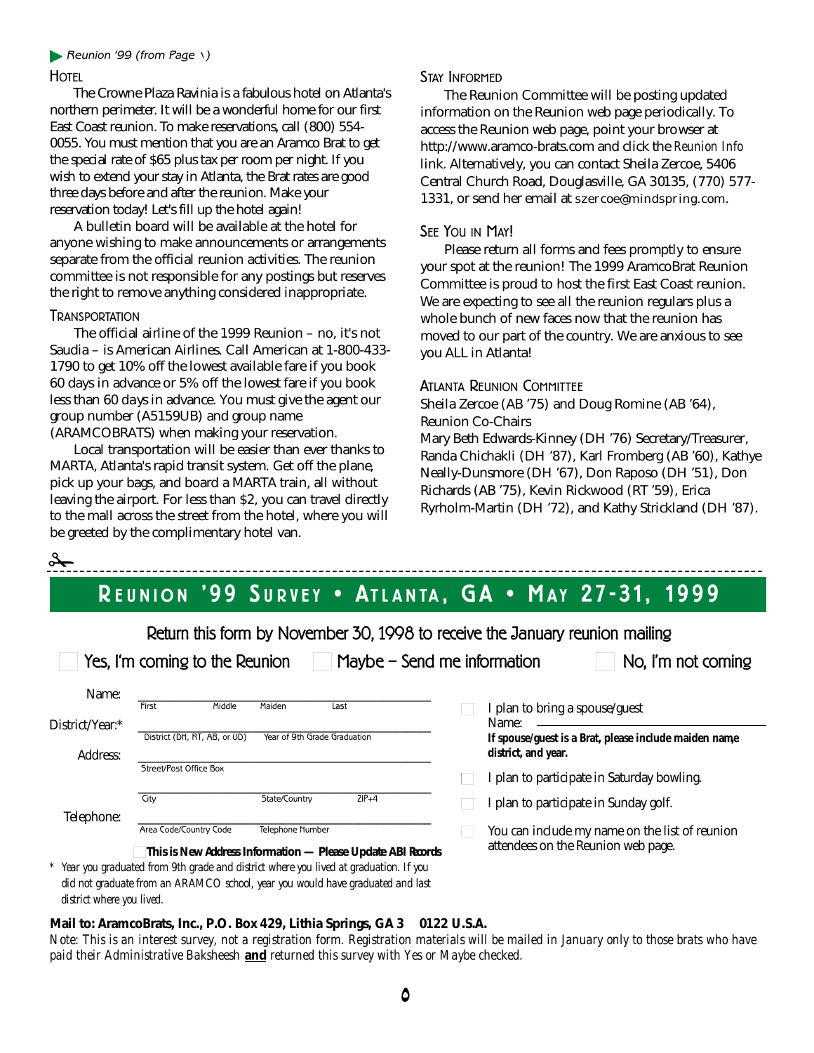*Reunion '99 (from Page \)*

### Hotel

The Crowne Plaza Ravinia is a fabulous hotel on Atlanta's northern perimeter. It will be a wonderful home for our first East Coast reunion. To make reservations, call (800) 554-0055. You must mention that you are an Aramco Brat to get the special rate of $65 plus tax per room per night. If you wish to extend your stay in Atlanta, the Brat rates are good three days before and after the reunion. Make your reservation today! Let's fill up the hotel again!

A bulletin board will be available at the hotel for anyone wishing to make announcements or arrangements separate from the official reunion activities. The reunion committee is not responsible for any postings but reserves the right to remove anything considered inappropriate.

### Transportation

The official airline of the 1999 Reunion – no, it's not Saudia – is American Airlines. Call American at 1-800-433-1790 to get 10% off the lowest available fare if you book 60 days in advance or 5% off the lowest fare if you book less than 60 days in advance. You must give the agent our group number (A5159UB) and group name (ARAMCOBRATS) when making your reservation.

Local transportation will be easier than ever thanks to MARTA, Atlanta's rapid transit system. Get off the plane, pick up your bags, and board a MARTA train, all without leaving the airport. For less than $2, you can travel directly to the mall across the street from the hotel, where you will be greeted by the complimentary hotel van.

### Stay Informed

The Reunion Committee will be posting updated information on the Reunion web page periodically. To access the Reunion web page, point your browser at http://www.aramco-brats.com and click the *Reunion Info* link. Alternatively, you can contact Sheila Zercoe, 5406 Central Church Road, Douglasville, GA 30135, (770) 577-1331, or send her email at szercoe@mindspring.com.

### See You in May!

Please return all forms and fees promptly to ensure your spot at the reunion! The 1999 AramcoBrat Reunion Committee is proud to host the first East Coast reunion. We are expecting to see all the reunion regulars plus a whole bunch of new faces now that the reunion has moved to our part of the country. We are anxious to see you ALL in Atlanta!

### Atlanta Reunion Committee

Sheila Zercoe (AB '75) and Doug Romine (AB '64), Reunion Co-Chairs

Mary Beth Edwards-Kinney (DH '76) Secretary/Treasurer, Randa Chichakli (DH '87), Karl Fromberg (AB '60), Kathye Neally-Dunsmore (DH '67), Don Raposo (DH '51), Don Richards (AB '75), Kevin Rickwood (RT '59), Erica Ryrholm-Martin (DH '72), and Kathy Strickland (DH '87).

---

## Reunion '99 Survey • Atlanta, GA • May 27-31, 1999

Return this form by November 30, 1998 to receive the January reunion mailing

☐ Yes, I'm coming to the Reunion  ☐ Maybe – Send me information  ☐ No, I'm not coming

Name: ______________________________
First  Middle  Maiden  Last

District/Year:* ______________________________
District (DH, RT, AB, or UD)  Year of 9th Grade Graduation

Address: ______________________________
Street/Post Office Box

______________________________
City  State/Country  ZIP+4

Telephone: ______________________________
Area Code/Country Code  Telephone Number

☐ **This is New Address Information — Please Update ABI Records**

\* *Year you graduated from 9th grade and district where you lived at graduation. If you did not graduate from an ARAMCO school, year you would have graduated and last district where you lived.*

☐ I plan to bring a spouse/guest
Name: ______________________________
**If spouse/guest is a Brat, please include maiden name, district, and year.**

☐ I plan to participate in Saturday bowling.

☐ I plan to participate in Sunday golf.

☐ You can include my name on the list of reunion attendees on the Reunion web page.

**Mail to: AramcoBrats, Inc., P.O. Box 429, Lithia Springs, GA 30122 U.S.A.**

*Note: This is an interest survey, not a registration form. Registration materials will be mailed in January only to those brats who have paid their Administrative Baksheesh* **and** *returned this survey with Yes or Maybe checked.*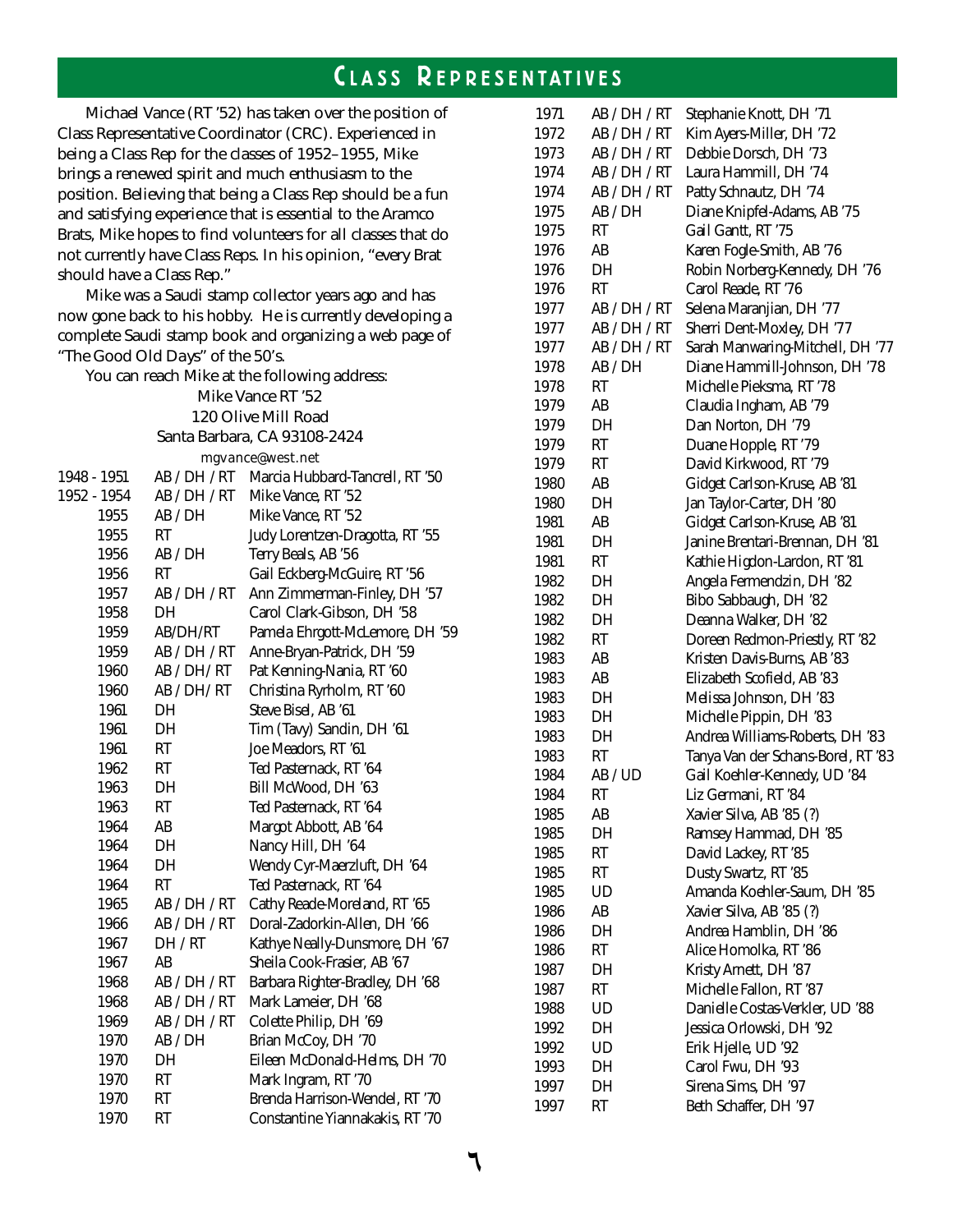# Class Representatives

Michael Vance (RT '52) has taken over the position of Class Representative Coordinator (CRC). Experienced in being a Class Rep for the classes of 1952–1955, Mike brings a renewed spirit and much enthusiasm to the position. Believing that being a Class Rep should be a fun and satisfying experience that is essential to the Aramco Brats, Mike hopes to find volunteers for all classes that do not currently have Class Reps. In his opinion, "every Brat should have a Class Rep."

Mike was a Saudi stamp collector years ago and has now gone back to his hobby. He is currently developing a complete Saudi stamp book and organizing a web page of "The Good Old Days" of the 50's.

You can reach Mike at the following address:

Mike Vance RT '52
120 Olive Mill Road
Santa Barbara, CA 93108-2424
mgvance@west.net

| Year | School | Representative |
|---|---|---|
| 1948 - 1951 | AB / DH / RT | Marcia Hubbard-Tancrell, RT '50 |
| 1952 - 1954 | AB / DH / RT | Mike Vance, RT '52 |
| 1955 | AB / DH | Mike Vance, RT '52 |
| 1955 | RT | Judy Lorentzen-Dragotta, RT '55 |
| 1956 | AB / DH | Terry Beals, AB '56 |
| 1956 | RT | Gail Eckberg-McGuire, RT '56 |
| 1957 | AB / DH / RT | Ann Zimmerman-Finley, DH '57 |
| 1958 | DH | Carol Clark-Gibson, DH '58 |
| 1959 | AB/DH/RT | Pamela Ehrgott-McLemore, DH '59 |
| 1959 | AB / DH / RT | Anne-Bryan-Patrick, DH '59 |
| 1960 | AB / DH/ RT | Pat Kenning-Nania, RT '60 |
| 1960 | AB / DH/ RT | Christina Ryrholm, RT '60 |
| 1961 | DH | Steve Bisel, AB '61 |
| 1961 | DH | Tim (Tavy) Sandin, DH '61 |
| 1961 | RT | Joe Meadors, RT '61 |
| 1962 | RT | Ted Pasternack, RT '64 |
| 1963 | DH | Bill McWood, DH '63 |
| 1963 | RT | Ted Pasternack, RT '64 |
| 1964 | AB | Margot Abbott, AB '64 |
| 1964 | DH | Nancy Hill, DH '64 |
| 1964 | DH | Wendy Cyr-Maerzluft, DH '64 |
| 1964 | RT | Ted Pasternack, RT '64 |
| 1965 | AB / DH / RT | Cathy Reade-Moreland, RT '65 |
| 1966 | AB / DH / RT | Doral-Zadorkin-Allen, DH '66 |
| 1967 | DH / RT | Kathye Neally-Dunsmore, DH '67 |
| 1967 | AB | Sheila Cook-Frasier, AB '67 |
| 1968 | AB / DH / RT | Barbara Righter-Bradley, DH '68 |
| 1968 | AB / DH / RT | Mark Lameier, DH '68 |
| 1969 | AB / DH / RT | Colette Philip, DH '69 |
| 1970 | AB / DH | Brian McCoy, DH '70 |
| 1970 | DH | Eileen McDonald-Helms, DH '70 |
| 1970 | RT | Mark Ingram, RT '70 |
| 1970 | RT | Brenda Harrison-Wendel, RT '70 |
| 1970 | RT | Constantine Yiannakakis, RT '70 |
| 1971 | AB / DH / RT | Stephanie Knott, DH '71 |
| 1972 | AB / DH / RT | Kim Ayers-Miller, DH '72 |
| 1973 | AB / DH / RT | Debbie Dorsch, DH '73 |
| 1974 | AB / DH / RT | Laura Hammill, DH '74 |
| 1974 | AB / DH / RT | Patty Schnautz, DH '74 |
| 1975 | AB / DH | Diane Knipfel-Adams, AB '75 |
| 1975 | RT | Gail Gantt, RT '75 |
| 1976 | AB | Karen Fogle-Smith, AB '76 |
| 1976 | DH | Robin Norberg-Kennedy, DH '76 |
| 1976 | RT | Carol Reade, RT '76 |
| 1977 | AB / DH / RT | Selena Maranjian, DH '77 |
| 1977 | AB / DH / RT | Sherri Dent-Moxley, DH '77 |
| 1977 | AB / DH / RT | Sarah Manwaring-Mitchell, DH '77 |
| 1978 | AB / DH | Diane Hammill-Johnson, DH '78 |
| 1978 | RT | Michelle Pieksma, RT '78 |
| 1979 | AB | Claudia Ingham, AB '79 |
| 1979 | DH | Dan Norton, DH '79 |
| 1979 | RT | Duane Hopple, RT '79 |
| 1979 | RT | David Kirkwood, RT '79 |
| 1980 | AB | Gidget Carlson-Kruse, AB '81 |
| 1980 | DH | Jan Taylor-Carter, DH '80 |
| 1981 | AB | Gidget Carlson-Kruse, AB '81 |
| 1981 | DH | Janine Brentari-Brennan, DH '81 |
| 1981 | RT | Kathie Higdon-Lardon, RT '81 |
| 1982 | DH | Angela Fermendzin, DH '82 |
| 1982 | DH | Bibo Sabbaugh, DH '82 |
| 1982 | DH | Deanna Walker, DH '82 |
| 1982 | RT | Doreen Redmon-Priestly, RT '82 |
| 1983 | AB | Kristen Davis-Burns, AB '83 |
| 1983 | AB | Elizabeth Scofield, AB '83 |
| 1983 | DH | Melissa Johnson, DH '83 |
| 1983 | DH | Michelle Pippin, DH '83 |
| 1983 | DH | Andrea Williams-Roberts, DH '83 |
| 1983 | RT | Tanya Van der Schans-Borel, RT '83 |
| 1984 | AB / UD | Gail Koehler-Kennedy, UD '84 |
| 1984 | RT | Liz Germani, RT '84 |
| 1985 | AB | Xavier Silva, AB '85 (?) |
| 1985 | DH | Ramsey Hammad, DH '85 |
| 1985 | RT | David Lackey, RT '85 |
| 1985 | RT | Dusty Swartz, RT '85 |
| 1985 | UD | Amanda Koehler-Saum, DH '85 |
| 1986 | AB | Xavier Silva, AB '85 (?) |
| 1986 | DH | Andrea Hamblin, DH '86 |
| 1986 | RT | Alice Homolka, RT '86 |
| 1987 | DH | Kristy Arnett, DH '87 |
| 1987 | RT | Michelle Fallon, RT '87 |
| 1988 | UD | Danielle Costas-Verkler, UD '88 |
| 1992 | DH | Jessica Orlowski, DH '92 |
| 1992 | UD | Erik Hjelle, UD '92 |
| 1993 | DH | Carol Fwu, DH '93 |
| 1997 | DH | Sirena Sims, DH '97 |
| 1997 | RT | Beth Schaffer, DH '97 |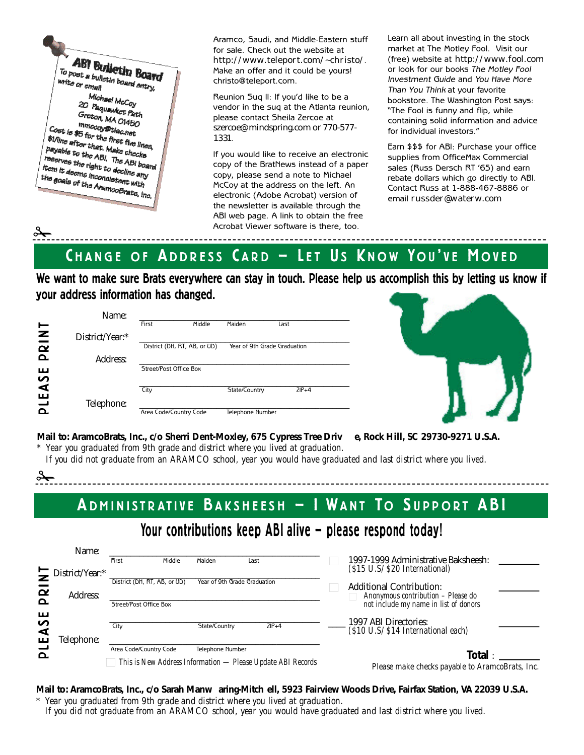**ABI Bulletin Board**

To post a bulletin board entry, write or email!

Michael McCoy
20 Paquawket Path
Groton, MA 01450
mmccoy@tiac.net

Cost is $5 for the first five lines, $1/line after that. Make checks payable to the ABI. The ABI board reserves the right to decline any item it deems inconsistent with the goals of the AramcoBrats, Inc.

Aramco, Saudi, and Middle-Eastern stuff for sale. Check out the website at http://www.teleport.com/~christo/. Make an offer and it could be yours! christo@teleport.com.

Reunion Suq II: If you'd like to be a vendor in the suq at the Atlanta reunion, please contact Sheila Zercoe at szercoe@mindspring.com or 770-577-1331.

If you would like to receive an electronic copy of the BratNews instead of a paper copy, please send a note to Michael McCoy at the address on the left. An electronic (Adobe Acrobat) version of the newsletter is available through the ABI web page. A link to obtain the free Acrobat Viewer software is there, too.

Learn all about investing in the stock market at The Motley Fool. Visit our (free) website at http://www.fool.com or look for our books *The Motley Fool Investment Guide* and *You Have More Than You Think* at your favorite bookstore. The Washington Post says: "The Fool is funny and flip, while containing solid information and advice for individual investors."

Earn $$$ for ABI: Purchase your office supplies from OfficeMax Commercial sales (Russ Dersch RT '65) and earn rebate dollars which go directly to ABI. Contact Russ at 1-888-467-8886 or email russder@waterw.com

---

## Change of Address Card – Let Us Know You've Moved

**We want to make sure Brats everywhere can stay in touch. Please help us accomplish this by letting us know if your address information has changed.**

PLEASE PRINT

Name: ______________________________
First Middle Maiden Last

District/Year:* ______________________________
District (DH, RT, AB, or UD) Year of 9th Grade Graduation

Address: ______________________________
Street/Post Office Box

______________________________
City State/Country ZIP+4

Telephone: ______________________________
Area Code/Country Code Telephone Number

**Mail to: AramcoBrats, Inc., c/o Sherri Dent-Moxley, 675 Cypress Tree Drive, Rock Hill, SC 29730-9271 U.S.A.**

\* *Year you graduated from 9th grade and district where you lived at graduation.*
*If you did not graduate from an ARAMCO school, year you would have graduated and last district where you lived.*

---

## Administrative Baksheesh – I Want To Support ABI

**Your contributions keep ABI alive – please respond today!**

PLEASE PRINT

Name: ______________________________
First Middle Maiden Last

District/Year:* ______________________________
District (DH, RT, AB, or UD) Year of 9th Grade Graduation

Address: ______________________________
Street/Post Office Box

______________________________
City State/Country ZIP+4

Telephone: ______________________________
Area Code/Country Code Telephone Number

☐ *This is New Address Information — Please Update ABI Records*

☐ 1997-1999 Administrative Baksheesh: ________
*($15 U.S./$20 International)*

☐ Additional Contribution: ________
☐ *Anonymous contribution – Please do not include my name in list of donors*

____ 1997 ABI Directories: ________
*($10 U.S./$14 International each)*

**Total**: ________

Please make checks payable to AramcoBrats, Inc.

**Mail to: AramcoBrats, Inc., c/o Sarah Manwaring-Mitchell, 5923 Fairview Woods Drive, Fairfax Station, VA 22039 U.S.A.**

\* *Year you graduated from 9th grade and district where you lived at graduation.*
*If you did not graduate from an ARAMCO school, year you would have graduated and last district where you lived.*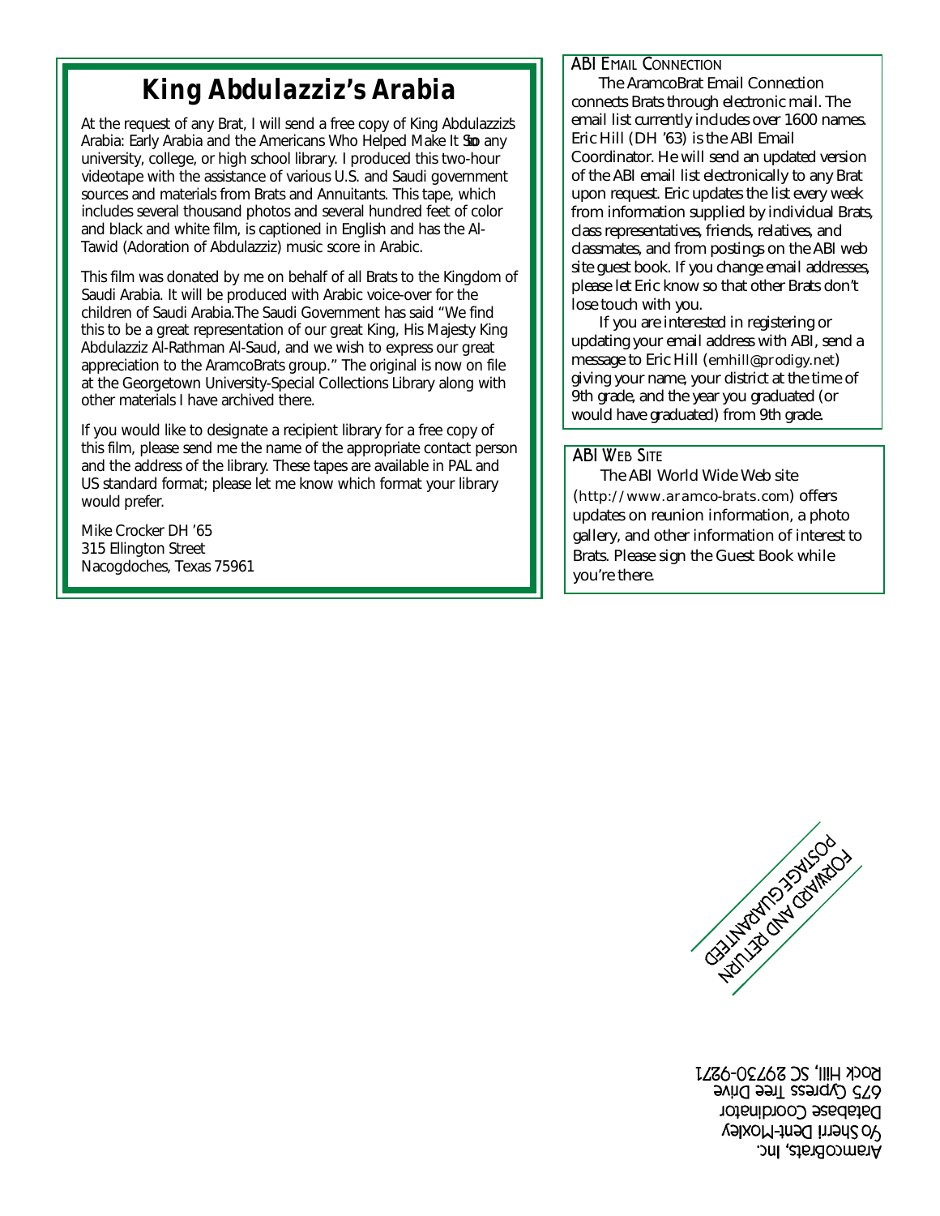## King Abdulazziz's Arabia

At the request of any Brat, I will send a free copy of King Abdulazziz's Arabia: Early Arabia and the Americans Who Helped Make It So to any university, college, or high school library. I produced this two-hour videotape with the assistance of various U.S. and Saudi government sources and materials from Brats and Annuitants. This tape, which includes several thousand photos and several hundred feet of color and black and white film, is captioned in English and has the Al-Tawid (Adoration of Abdulazziz) music score in Arabic.

This film was donated by me on behalf of all Brats to the Kingdom of Saudi Arabia. It will be produced with Arabic voice-over for the children of Saudi Arabia.The Saudi Government has said "We find this to be a great representation of our great King, His Majesty King Abdulazziz Al-Rathman Al-Saud, and we wish to express our great appreciation to the AramcoBrats group." The original is now on file at the Georgetown University-Special Collections Library along with other materials I have archived there.

If you would like to designate a recipient library for a free copy of this film, please send me the name of the appropriate contact person and the address of the library. These tapes are available in PAL and US standard format; please let me know which format your library would prefer.

Mike Crocker DH '65
315 Ellington Street
Nacogdoches, Texas 75961

### ABI Email Connection

The AramcoBrat Email Connection connects Brats through electronic mail. The email list currently includes over 1600 names. Eric Hill (DH '63) is the ABI Email Coordinator. He will send an updated version of the ABI email list electronically to any Brat upon request. Eric updates the list every week from information supplied by individual Brats, class representatives, friends, relatives, and classmates, and from postings on the ABI web site guest book. If you change email addresses, please let Eric know so that other Brats don't lose touch with you.

If you are interested in registering or updating your email address with ABI, send a message to Eric Hill (emhill@prodigy.net) giving your name, your district at the time of 9th grade, and the year you graduated (or would have graduated) from 9th grade.

### ABI Web Site

The ABI World Wide Web site (http://www.aramco-brats.com) offers updates on reunion information, a photo gallery, and other information of interest to Brats. Please sign the Guest Book while you're there.

POSTAGE GUARANTEED
FORWARD AND RETURN

AramcoBrats, Inc.
c/o Sherri Dent-Moxley
Database Coordinator
675 Cypress Tree Drive
Rock Hill, SC 29730-9271